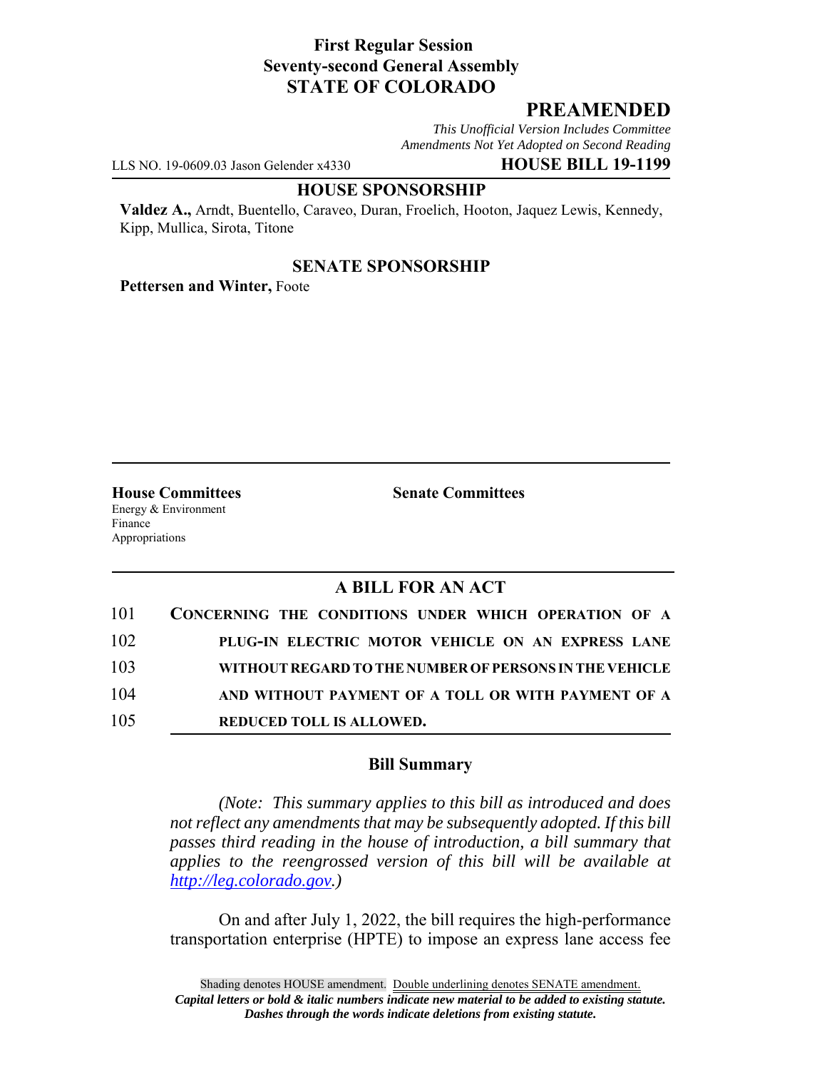**First Regular Session**
**Seventy-second General Assembly**
**STATE OF COLORADO**

# PREAMENDED

*This Unofficial Version Includes Committee Amendments Not Yet Adopted on Second Reading*

LLS NO. 19-0609.03 Jason Gelender x4330 **HOUSE BILL 19-1199**

## HOUSE SPONSORSHIP

**Valdez A.,** Arndt, Buentello, Caraveo, Duran, Froelich, Hooton, Jaquez Lewis, Kennedy, Kipp, Mullica, Sirota, Titone

## SENATE SPONSORSHIP

**Pettersen and Winter,** Foote

**House Committees**
Energy & Environment
Finance
Appropriations

**Senate Committees**

## A BILL FOR AN ACT

101 **CONCERNING THE CONDITIONS UNDER WHICH OPERATION OF A**
102 **PLUG-IN ELECTRIC MOTOR VEHICLE ON AN EXPRESS LANE**
103 **WITHOUT REGARD TO THE NUMBER OF PERSONS IN THE VEHICLE**
104 **AND WITHOUT PAYMENT OF A TOLL OR WITH PAYMENT OF A**
105 **REDUCED TOLL IS ALLOWED.**

### Bill Summary

*(Note: This summary applies to this bill as introduced and does not reflect any amendments that may be subsequently adopted. If this bill passes third reading in the house of introduction, a bill summary that applies to the reengrossed version of this bill will be available at http://leg.colorado.gov.)*

On and after July 1, 2022, the bill requires the high-performance transportation enterprise (HPTE) to impose an express lane access fee

Shading denotes HOUSE amendment. Double underlining denotes SENATE amendment.
*Capital letters or bold & italic numbers indicate new material to be added to existing statute.*
*Dashes through the words indicate deletions from existing statute.*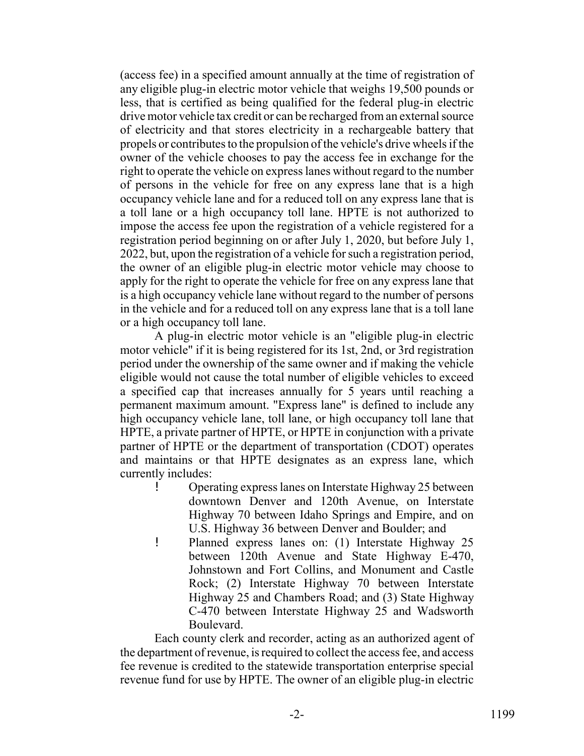(access fee) in a specified amount annually at the time of registration of any eligible plug-in electric motor vehicle that weighs 19,500 pounds or less, that is certified as being qualified for the federal plug-in electric drive motor vehicle tax credit or can be recharged from an external source of electricity and that stores electricity in a rechargeable battery that propels or contributes to the propulsion of the vehicle's drive wheels if the owner of the vehicle chooses to pay the access fee in exchange for the right to operate the vehicle on express lanes without regard to the number of persons in the vehicle for free on any express lane that is a high occupancy vehicle lane and for a reduced toll on any express lane that is a toll lane or a high occupancy toll lane. HPTE is not authorized to impose the access fee upon the registration of a vehicle registered for a registration period beginning on or after July 1, 2020, but before July 1, 2022, but, upon the registration of a vehicle for such a registration period, the owner of an eligible plug-in electric motor vehicle may choose to apply for the right to operate the vehicle for free on any express lane that is a high occupancy vehicle lane without regard to the number of persons in the vehicle and for a reduced toll on any express lane that is a toll lane or a high occupancy toll lane.

A plug-in electric motor vehicle is an "eligible plug-in electric motor vehicle" if it is being registered for its 1st, 2nd, or 3rd registration period under the ownership of the same owner and if making the vehicle eligible would not cause the total number of eligible vehicles to exceed a specified cap that increases annually for 5 years until reaching a permanent maximum amount. "Express lane" is defined to include any high occupancy vehicle lane, toll lane, or high occupancy toll lane that HPTE, a private partner of HPTE, or HPTE in conjunction with a private partner of HPTE or the department of transportation (CDOT) operates and maintains or that HPTE designates as an express lane, which currently includes:

- Operating express lanes on Interstate Highway 25 between downtown Denver and 120th Avenue, on Interstate Highway 70 between Idaho Springs and Empire, and on U.S. Highway 36 between Denver and Boulder; and
- Planned express lanes on: (1) Interstate Highway 25 between 120th Avenue and State Highway E-470, Johnstown and Fort Collins, and Monument and Castle Rock; (2) Interstate Highway 70 between Interstate Highway 25 and Chambers Road; and (3) State Highway C-470 between Interstate Highway 25 and Wadsworth Boulevard.

Each county clerk and recorder, acting as an authorized agent of the department of revenue, is required to collect the access fee, and access fee revenue is credited to the statewide transportation enterprise special revenue fund for use by HPTE. The owner of an eligible plug-in electric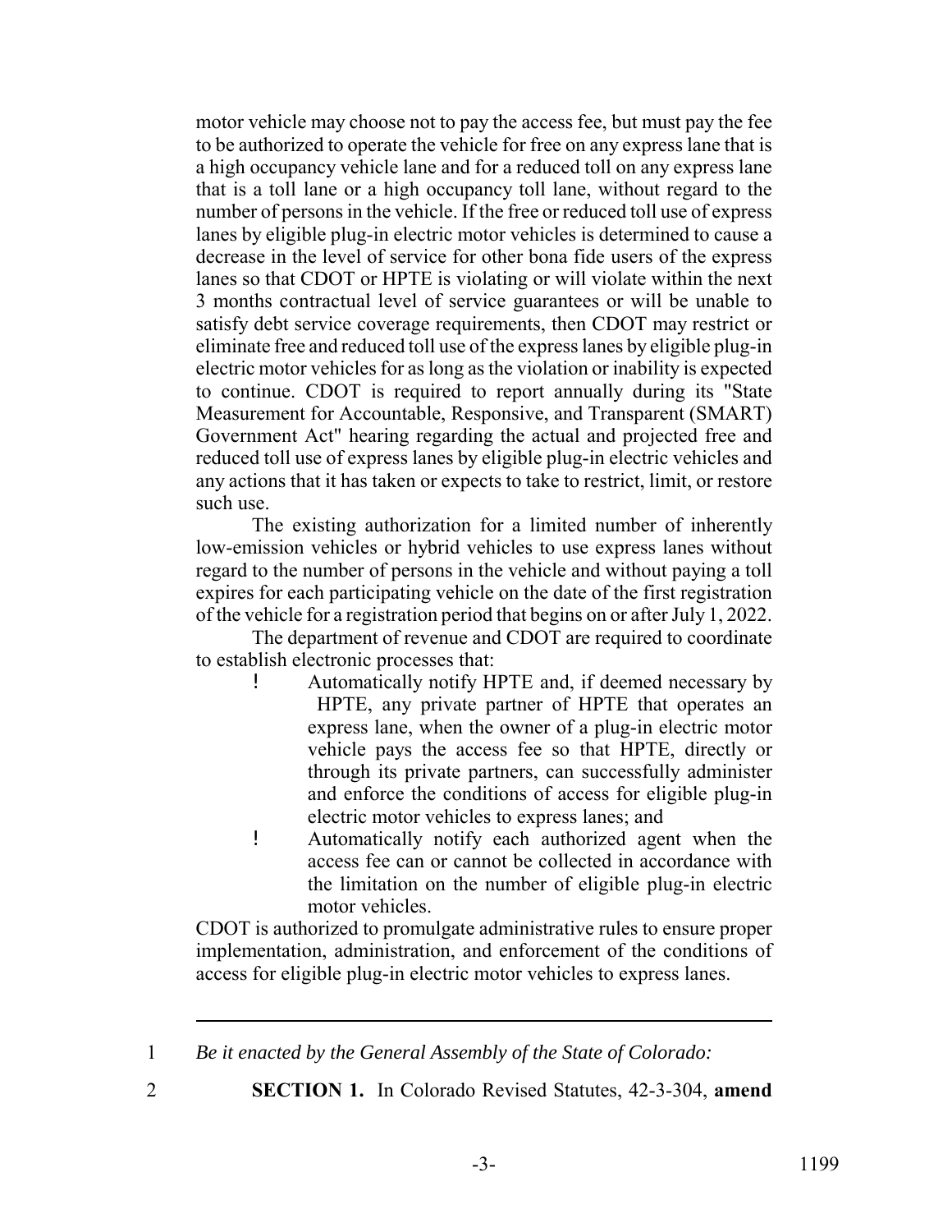motor vehicle may choose not to pay the access fee, but must pay the fee to be authorized to operate the vehicle for free on any express lane that is a high occupancy vehicle lane and for a reduced toll on any express lane that is a toll lane or a high occupancy toll lane, without regard to the number of persons in the vehicle. If the free or reduced toll use of express lanes by eligible plug-in electric motor vehicles is determined to cause a decrease in the level of service for other bona fide users of the express lanes so that CDOT or HPTE is violating or will violate within the next 3 months contractual level of service guarantees or will be unable to satisfy debt service coverage requirements, then CDOT may restrict or eliminate free and reduced toll use of the express lanes by eligible plug-in electric motor vehicles for as long as the violation or inability is expected to continue. CDOT is required to report annually during its "State Measurement for Accountable, Responsive, and Transparent (SMART) Government Act" hearing regarding the actual and projected free and reduced toll use of express lanes by eligible plug-in electric vehicles and any actions that it has taken or expects to take to restrict, limit, or restore such use.

The existing authorization for a limited number of inherently low-emission vehicles or hybrid vehicles to use express lanes without regard to the number of persons in the vehicle and without paying a toll expires for each participating vehicle on the date of the first registration of the vehicle for a registration period that begins on or after July 1, 2022.

The department of revenue and CDOT are required to coordinate to establish electronic processes that:

- Automatically notify HPTE and, if deemed necessary by HPTE, any private partner of HPTE that operates an express lane, when the owner of a plug-in electric motor vehicle pays the access fee so that HPTE, directly or through its private partners, can successfully administer and enforce the conditions of access for eligible plug-in electric motor vehicles to express lanes; and
- Automatically notify each authorized agent when the access fee can or cannot be collected in accordance with the limitation on the number of eligible plug-in electric motor vehicles.

CDOT is authorized to promulgate administrative rules to ensure proper implementation, administration, and enforcement of the conditions of access for eligible plug-in electric motor vehicles to express lanes.

---

1 *Be it enacted by the General Assembly of the State of Colorado:*

2 **SECTION 1.** In Colorado Revised Statutes, 42-3-304, **amend**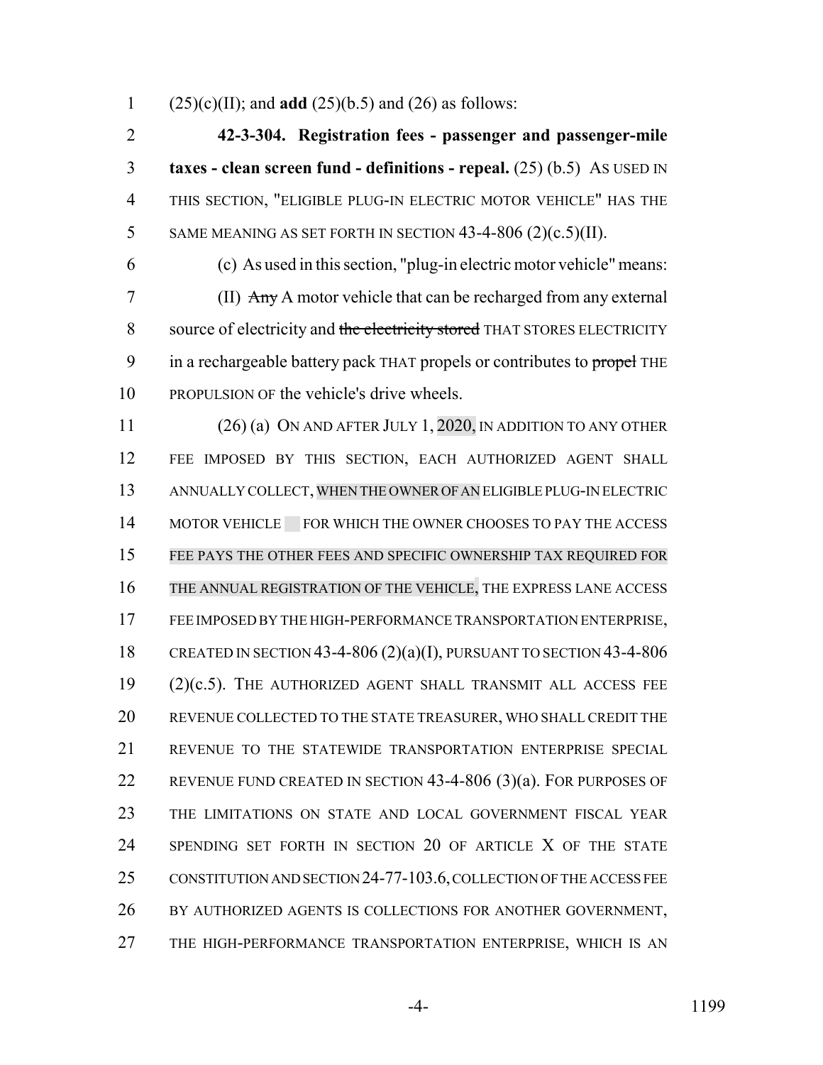(25)(c)(II); and **add** (25)(b.5) and (26) as follows:

**42-3-304. Registration fees - passenger and passenger-mile taxes - clean screen fund - definitions - repeal.** (25) (b.5) AS USED IN THIS SECTION, "ELIGIBLE PLUG-IN ELECTRIC MOTOR VEHICLE" HAS THE SAME MEANING AS SET FORTH IN SECTION 43-4-806 (2)(c.5)(II).

(c) As used in this section, "plug-in electric motor vehicle" means:

(II) ~~Any~~ A motor vehicle that can be recharged from any external source of electricity and ~~the electricity stored~~ THAT STORES ELECTRICITY in a rechargeable battery pack THAT propels or contributes to ~~propel~~ THE PROPULSION OF the vehicle's drive wheels.

(26) (a) ON AND AFTER JULY 1, 2020, IN ADDITION TO ANY OTHER FEE IMPOSED BY THIS SECTION, EACH AUTHORIZED AGENT SHALL ANNUALLY COLLECT, WHEN THE OWNER OF AN ELIGIBLE PLUG-IN ELECTRIC MOTOR VEHICLE FOR WHICH THE OWNER CHOOSES TO PAY THE ACCESS FEE PAYS THE OTHER FEES AND SPECIFIC OWNERSHIP TAX REQUIRED FOR THE ANNUAL REGISTRATION OF THE VEHICLE, THE EXPRESS LANE ACCESS FEE IMPOSED BY THE HIGH-PERFORMANCE TRANSPORTATION ENTERPRISE, CREATED IN SECTION 43-4-806 (2)(a)(I), PURSUANT TO SECTION 43-4-806 (2)(c.5). THE AUTHORIZED AGENT SHALL TRANSMIT ALL ACCESS FEE REVENUE COLLECTED TO THE STATE TREASURER, WHO SHALL CREDIT THE REVENUE TO THE STATEWIDE TRANSPORTATION ENTERPRISE SPECIAL REVENUE FUND CREATED IN SECTION 43-4-806 (3)(a). FOR PURPOSES OF THE LIMITATIONS ON STATE AND LOCAL GOVERNMENT FISCAL YEAR SPENDING SET FORTH IN SECTION 20 OF ARTICLE X OF THE STATE CONSTITUTION AND SECTION 24-77-103.6, COLLECTION OF THE ACCESS FEE BY AUTHORIZED AGENTS IS COLLECTIONS FOR ANOTHER GOVERNMENT, THE HIGH-PERFORMANCE TRANSPORTATION ENTERPRISE, WHICH IS AN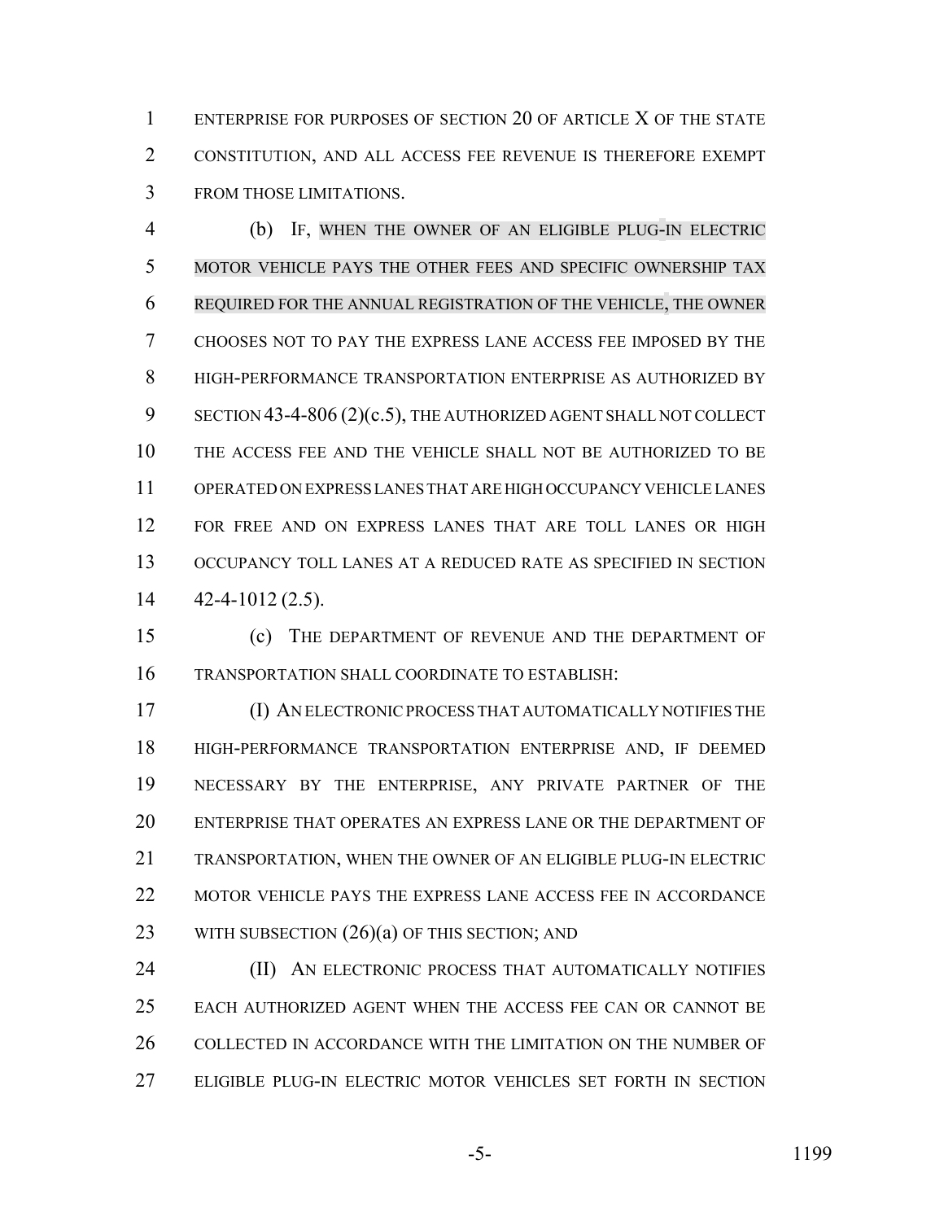ENTERPRISE FOR PURPOSES OF SECTION 20 OF ARTICLE X OF THE STATE CONSTITUTION, AND ALL ACCESS FEE REVENUE IS THEREFORE EXEMPT FROM THOSE LIMITATIONS.

(b) IF, WHEN THE OWNER OF AN ELIGIBLE PLUG-IN ELECTRIC MOTOR VEHICLE PAYS THE OTHER FEES AND SPECIFIC OWNERSHIP TAX REQUIRED FOR THE ANNUAL REGISTRATION OF THE VEHICLE, THE OWNER CHOOSES NOT TO PAY THE EXPRESS LANE ACCESS FEE IMPOSED BY THE HIGH-PERFORMANCE TRANSPORTATION ENTERPRISE AS AUTHORIZED BY SECTION 43-4-806 (2)(c.5), THE AUTHORIZED AGENT SHALL NOT COLLECT THE ACCESS FEE AND THE VEHICLE SHALL NOT BE AUTHORIZED TO BE OPERATED ON EXPRESS LANES THAT ARE HIGH OCCUPANCY VEHICLE LANES FOR FREE AND ON EXPRESS LANES THAT ARE TOLL LANES OR HIGH OCCUPANCY TOLL LANES AT A REDUCED RATE AS SPECIFIED IN SECTION 42-4-1012 (2.5).

(c) THE DEPARTMENT OF REVENUE AND THE DEPARTMENT OF TRANSPORTATION SHALL COORDINATE TO ESTABLISH:

(I) AN ELECTRONIC PROCESS THAT AUTOMATICALLY NOTIFIES THE HIGH-PERFORMANCE TRANSPORTATION ENTERPRISE AND, IF DEEMED NECESSARY BY THE ENTERPRISE, ANY PRIVATE PARTNER OF THE ENTERPRISE THAT OPERATES AN EXPRESS LANE OR THE DEPARTMENT OF TRANSPORTATION, WHEN THE OWNER OF AN ELIGIBLE PLUG-IN ELECTRIC MOTOR VEHICLE PAYS THE EXPRESS LANE ACCESS FEE IN ACCORDANCE WITH SUBSECTION (26)(a) OF THIS SECTION; AND

(II) AN ELECTRONIC PROCESS THAT AUTOMATICALLY NOTIFIES EACH AUTHORIZED AGENT WHEN THE ACCESS FEE CAN OR CANNOT BE COLLECTED IN ACCORDANCE WITH THE LIMITATION ON THE NUMBER OF ELIGIBLE PLUG-IN ELECTRIC MOTOR VEHICLES SET FORTH IN SECTION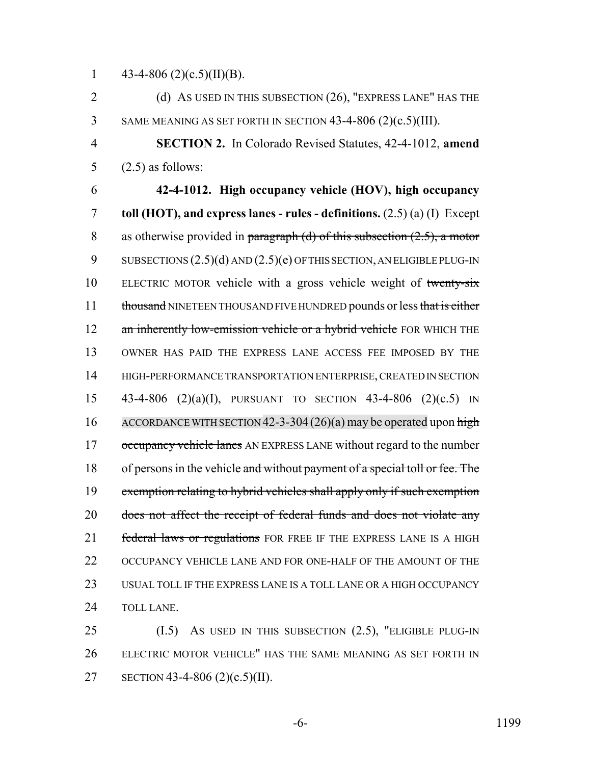43-4-806 (2)(c.5)(II)(B).

(d) AS USED IN THIS SUBSECTION (26), "EXPRESS LANE" HAS THE SAME MEANING AS SET FORTH IN SECTION 43-4-806 (2)(c.5)(III).

**SECTION 2.** In Colorado Revised Statutes, 42-4-1012, **amend** (2.5) as follows:

**42-4-1012. High occupancy vehicle (HOV), high occupancy toll (HOT), and express lanes - rules - definitions.** (2.5) (a) (I) Except as otherwise provided in ~~paragraph (d) of this subsection (2.5), a motor~~ SUBSECTIONS (2.5)(d) AND (2.5)(e) OF THIS SECTION, AN ELIGIBLE PLUG-IN ELECTRIC MOTOR vehicle with a gross vehicle weight of ~~twenty-six thousand~~ NINETEEN THOUSAND FIVE HUNDRED pounds or less ~~that is either an inherently low-emission vehicle or a hybrid vehicle~~ FOR WHICH THE OWNER HAS PAID THE EXPRESS LANE ACCESS FEE IMPOSED BY THE HIGH-PERFORMANCE TRANSPORTATION ENTERPRISE, CREATED IN SECTION 43-4-806 (2)(a)(I), PURSUANT TO SECTION 43-4-806 (2)(c.5) IN ACCORDANCE WITH SECTION 42-3-304 (26)(a) may be operated upon ~~high occupancy vehicle lanes~~ AN EXPRESS LANE without regard to the number of persons in the vehicle ~~and without payment of a special toll or fee. The exemption relating to hybrid vehicles shall apply only if such exemption does not affect the receipt of federal funds and does not violate any federal laws or regulations~~ FOR FREE IF THE EXPRESS LANE IS A HIGH OCCUPANCY VEHICLE LANE AND FOR ONE-HALF OF THE AMOUNT OF THE USUAL TOLL IF THE EXPRESS LANE IS A TOLL LANE OR A HIGH OCCUPANCY TOLL LANE.

(I.5) AS USED IN THIS SUBSECTION (2.5), "ELIGIBLE PLUG-IN ELECTRIC MOTOR VEHICLE" HAS THE SAME MEANING AS SET FORTH IN SECTION 43-4-806 (2)(c.5)(II).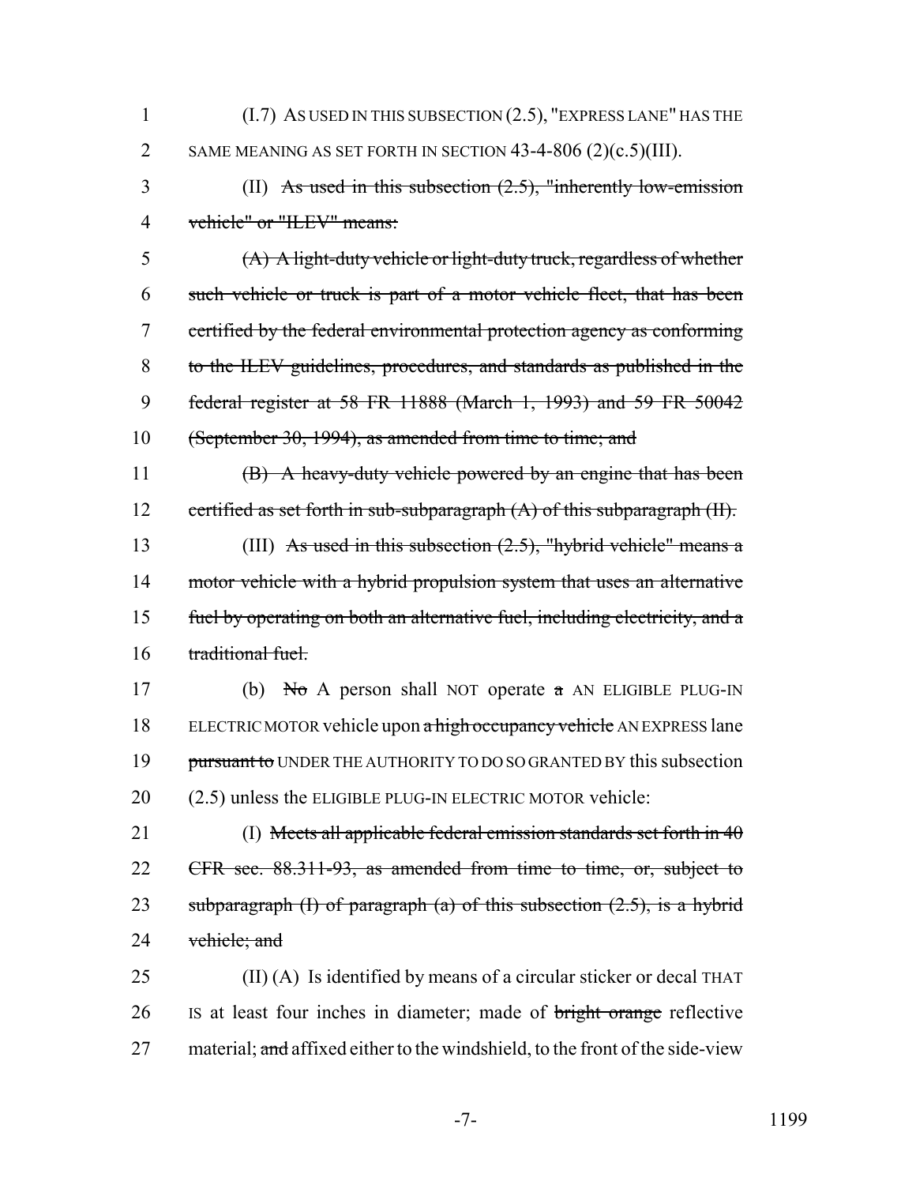(I.7) AS USED IN THIS SUBSECTION (2.5), "EXPRESS LANE" HAS THE SAME MEANING AS SET FORTH IN SECTION 43-4-806 (2)(c.5)(III).

(II) ~~As used in this subsection (2.5), "inherently low-emission vehicle" or "ILEV" means:~~

~~(A) A light-duty vehicle or light-duty truck, regardless of whether such vehicle or truck is part of a motor vehicle fleet, that has been certified by the federal environmental protection agency as conforming to the ILEV guidelines, procedures, and standards as published in the federal register at 58 FR 11888 (March 1, 1993) and 59 FR 50042 (September 30, 1994), as amended from time to time; and~~

~~(B) A heavy-duty vehicle powered by an engine that has been certified as set forth in sub-subparagraph (A) of this subparagraph (II).~~

(III) ~~As used in this subsection (2.5), "hybrid vehicle" means a motor vehicle with a hybrid propulsion system that uses an alternative fuel by operating on both an alternative fuel, including electricity, and a traditional fuel.~~

(b) ~~No~~ A person shall NOT operate ~~a~~ AN ELIGIBLE PLUG-IN ELECTRIC MOTOR vehicle upon ~~a high occupancy vehicle~~ AN EXPRESS lane ~~pursuant to~~ UNDER THE AUTHORITY TO DO SO GRANTED BY this subsection (2.5) unless the ELIGIBLE PLUG-IN ELECTRIC MOTOR vehicle:

(I) ~~Meets all applicable federal emission standards set forth in 40 CFR sec. 88.311-93, as amended from time to time, or, subject to subparagraph (I) of paragraph (a) of this subsection (2.5), is a hybrid vehicle; and~~

(II) (A) Is identified by means of a circular sticker or decal THAT IS at least four inches in diameter; made of ~~bright orange~~ reflective material; ~~and~~ affixed either to the windshield, to the front of the side-view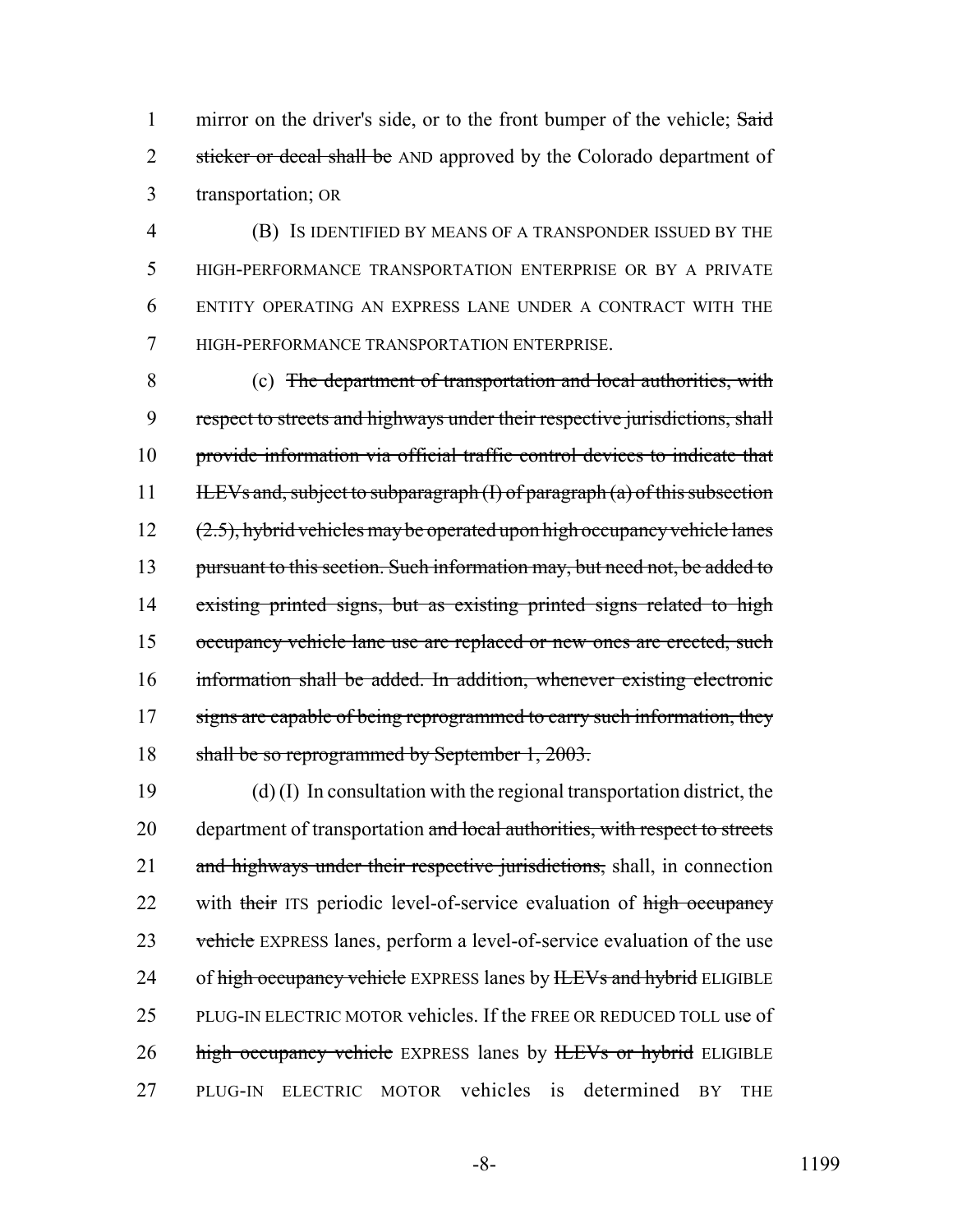1 mirror on the driver's side, or to the front bumper of the vehicle; ~~Said~~
2 ~~sticker or decal shall be~~ AND approved by the Colorado department of
3 transportation; OR

4 (B) IS IDENTIFIED BY MEANS OF A TRANSPONDER ISSUED BY THE
5 HIGH-PERFORMANCE TRANSPORTATION ENTERPRISE OR BY A PRIVATE
6 ENTITY OPERATING AN EXPRESS LANE UNDER A CONTRACT WITH THE
7 HIGH-PERFORMANCE TRANSPORTATION ENTERPRISE.

8 (c) ~~The department of transportation and local authorities, with~~
9 ~~respect to streets and highways under their respective jurisdictions, shall~~
10 ~~provide information via official traffic control devices to indicate that~~
11 ~~ILEVs and, subject to subparagraph (I) of paragraph (a) of this subsection~~
12 ~~(2.5), hybrid vehicles may be operated upon high occupancy vehicle lanes~~
13 ~~pursuant to this section. Such information may, but need not, be added to~~
14 ~~existing printed signs, but as existing printed signs related to high~~
15 ~~occupancy vehicle lane use are replaced or new ones are erected, such~~
16 ~~information shall be added. In addition, whenever existing electronic~~
17 ~~signs are capable of being reprogrammed to carry such information, they~~
18 ~~shall be so reprogrammed by September 1, 2003.~~

19 (d) (I) In consultation with the regional transportation district, the
20 department of transportation ~~and local authorities, with respect to streets~~
21 ~~and highways under their respective jurisdictions,~~ shall, in connection
22 with ~~their~~ ITS periodic level-of-service evaluation of ~~high occupancy~~
23 ~~vehicle~~ EXPRESS lanes, perform a level-of-service evaluation of the use
24 of ~~high occupancy vehicle~~ EXPRESS lanes by ~~ILEVs and hybrid~~ ELIGIBLE
25 PLUG-IN ELECTRIC MOTOR vehicles. If the FREE OR REDUCED TOLL use of
26 ~~high occupancy vehicle~~ EXPRESS lanes by ~~ILEVs or hybrid~~ ELIGIBLE
27 PLUG-IN ELECTRIC MOTOR vehicles is determined BY THE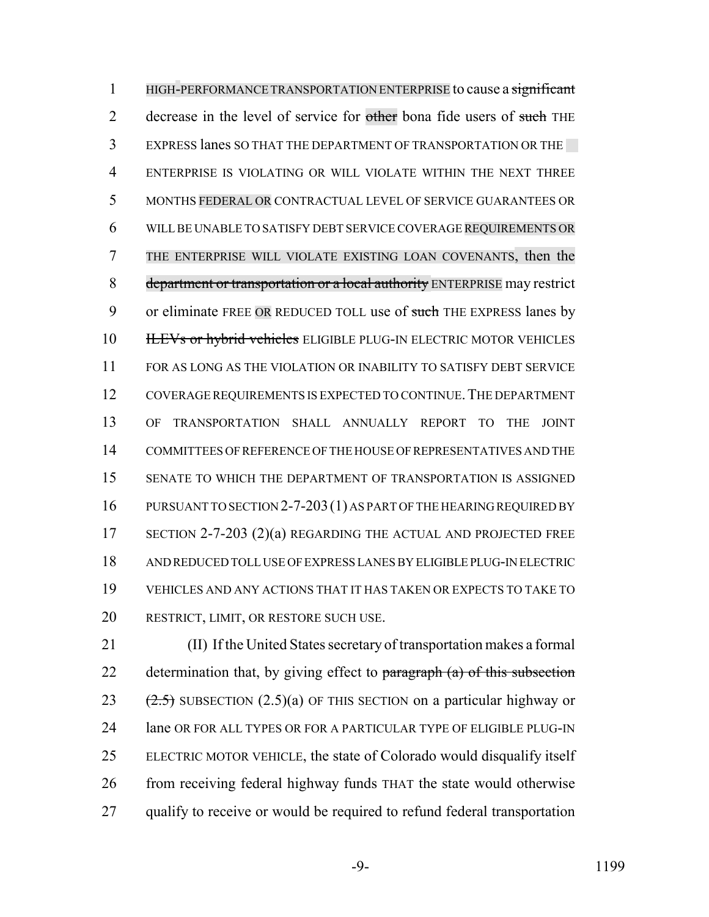HIGH-PERFORMANCE TRANSPORTATION ENTERPRISE to cause a ~~significant~~ decrease in the level of service for ~~other~~ bona fide users of ~~such~~ THE EXPRESS lanes SO THAT THE DEPARTMENT OF TRANSPORTATION OR THE ENTERPRISE IS VIOLATING OR WILL VIOLATE WITHIN THE NEXT THREE MONTHS FEDERAL OR CONTRACTUAL LEVEL OF SERVICE GUARANTEES OR WILL BE UNABLE TO SATISFY DEBT SERVICE COVERAGE REQUIREMENTS OR THE ENTERPRISE WILL VIOLATE EXISTING LOAN COVENANTS, then the ~~department or transportation or a local authority~~ ENTERPRISE may restrict or eliminate FREE OR REDUCED TOLL use of ~~such~~ THE EXPRESS lanes by ~~ILEVs or hybrid vehicles~~ ELIGIBLE PLUG-IN ELECTRIC MOTOR VEHICLES FOR AS LONG AS THE VIOLATION OR INABILITY TO SATISFY DEBT SERVICE COVERAGE REQUIREMENTS IS EXPECTED TO CONTINUE. THE DEPARTMENT OF TRANSPORTATION SHALL ANNUALLY REPORT TO THE JOINT COMMITTEES OF REFERENCE OF THE HOUSE OF REPRESENTATIVES AND THE SENATE TO WHICH THE DEPARTMENT OF TRANSPORTATION IS ASSIGNED PURSUANT TO SECTION 2-7-203 (1) AS PART OF THE HEARING REQUIRED BY SECTION 2-7-203 (2)(a) REGARDING THE ACTUAL AND PROJECTED FREE AND REDUCED TOLL USE OF EXPRESS LANES BY ELIGIBLE PLUG-IN ELECTRIC VEHICLES AND ANY ACTIONS THAT IT HAS TAKEN OR EXPECTS TO TAKE TO RESTRICT, LIMIT, OR RESTORE SUCH USE.

(II) If the United States secretary of transportation makes a formal determination that, by giving effect to ~~paragraph (a) of this subsection (2.5)~~ SUBSECTION (2.5)(a) OF THIS SECTION on a particular highway or lane OR FOR ALL TYPES OR FOR A PARTICULAR TYPE OF ELIGIBLE PLUG-IN ELECTRIC MOTOR VEHICLE, the state of Colorado would disqualify itself from receiving federal highway funds THAT the state would otherwise qualify to receive or would be required to refund federal transportation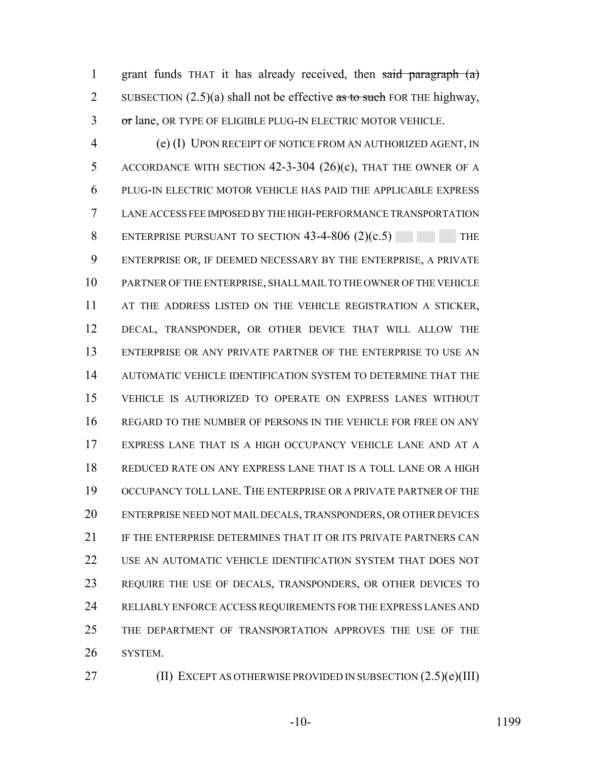grant funds THAT it has already received, then ~~said paragraph (a)~~ SUBSECTION (2.5)(a) shall not be effective ~~as to such~~ FOR THE highway, ~~or~~ lane, OR TYPE OF ELIGIBLE PLUG-IN ELECTRIC MOTOR VEHICLE.

(e) (I) UPON RECEIPT OF NOTICE FROM AN AUTHORIZED AGENT, IN ACCORDANCE WITH SECTION 42-3-304 (26)(c), THAT THE OWNER OF A PLUG-IN ELECTRIC MOTOR VEHICLE HAS PAID THE APPLICABLE EXPRESS LANE ACCESS FEE IMPOSED BY THE HIGH-PERFORMANCE TRANSPORTATION ENTERPRISE PURSUANT TO SECTION 43-4-806 (2)(c.5) THE ENTERPRISE OR, IF DEEMED NECESSARY BY THE ENTERPRISE, A PRIVATE PARTNER OF THE ENTERPRISE, SHALL MAIL TO THE OWNER OF THE VEHICLE AT THE ADDRESS LISTED ON THE VEHICLE REGISTRATION A STICKER, DECAL, TRANSPONDER, OR OTHER DEVICE THAT WILL ALLOW THE ENTERPRISE OR ANY PRIVATE PARTNER OF THE ENTERPRISE TO USE AN AUTOMATIC VEHICLE IDENTIFICATION SYSTEM TO DETERMINE THAT THE VEHICLE IS AUTHORIZED TO OPERATE ON EXPRESS LANES WITHOUT REGARD TO THE NUMBER OF PERSONS IN THE VEHICLE FOR FREE ON ANY EXPRESS LANE THAT IS A HIGH OCCUPANCY VEHICLE LANE AND AT A REDUCED RATE ON ANY EXPRESS LANE THAT IS A TOLL LANE OR A HIGH OCCUPANCY TOLL LANE. THE ENTERPRISE OR A PRIVATE PARTNER OF THE ENTERPRISE NEED NOT MAIL DECALS, TRANSPONDERS, OR OTHER DEVICES IF THE ENTERPRISE DETERMINES THAT IT OR ITS PRIVATE PARTNERS CAN USE AN AUTOMATIC VEHICLE IDENTIFICATION SYSTEM THAT DOES NOT REQUIRE THE USE OF DECALS, TRANSPONDERS, OR OTHER DEVICES TO RELIABLY ENFORCE ACCESS REQUIREMENTS FOR THE EXPRESS LANES AND THE DEPARTMENT OF TRANSPORTATION APPROVES THE USE OF THE SYSTEM.

(II) EXCEPT AS OTHERWISE PROVIDED IN SUBSECTION (2.5)(e)(III)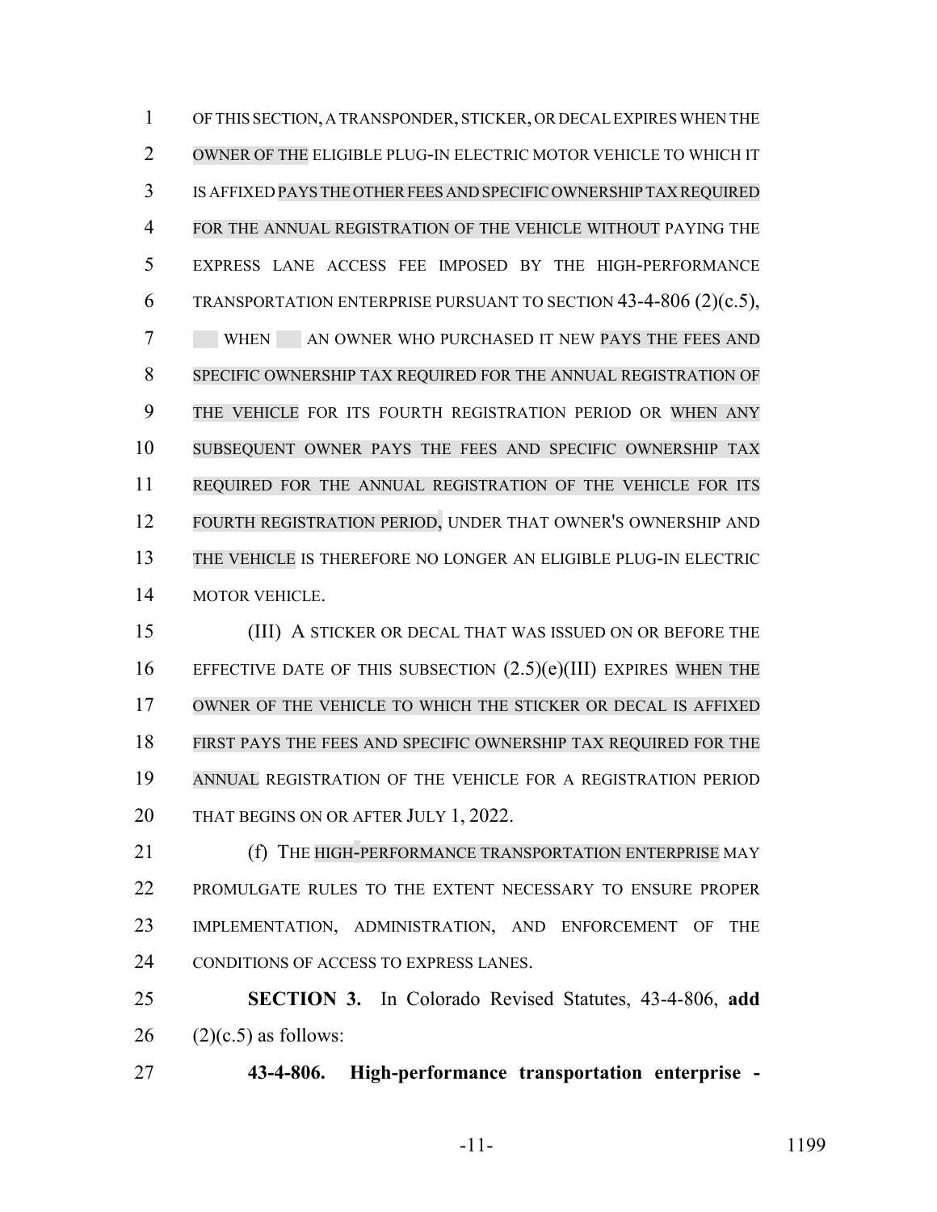OF THIS SECTION, A TRANSPONDER, STICKER, OR DECAL EXPIRES WHEN THE OWNER OF THE ELIGIBLE PLUG-IN ELECTRIC MOTOR VEHICLE TO WHICH IT IS AFFIXED PAYS THE OTHER FEES AND SPECIFIC OWNERSHIP TAX REQUIRED FOR THE ANNUAL REGISTRATION OF THE VEHICLE WITHOUT PAYING THE EXPRESS LANE ACCESS FEE IMPOSED BY THE HIGH-PERFORMANCE TRANSPORTATION ENTERPRISE PURSUANT TO SECTION 43-4-806 (2)(c.5), WHEN AN OWNER WHO PURCHASED IT NEW PAYS THE FEES AND SPECIFIC OWNERSHIP TAX REQUIRED FOR THE ANNUAL REGISTRATION OF THE VEHICLE FOR ITS FOURTH REGISTRATION PERIOD OR WHEN ANY SUBSEQUENT OWNER PAYS THE FEES AND SPECIFIC OWNERSHIP TAX REQUIRED FOR THE ANNUAL REGISTRATION OF THE VEHICLE FOR ITS FOURTH REGISTRATION PERIOD, UNDER THAT OWNER'S OWNERSHIP AND THE VEHICLE IS THEREFORE NO LONGER AN ELIGIBLE PLUG-IN ELECTRIC MOTOR VEHICLE.

(III) A STICKER OR DECAL THAT WAS ISSUED ON OR BEFORE THE EFFECTIVE DATE OF THIS SUBSECTION (2.5)(e)(III) EXPIRES WHEN THE OWNER OF THE VEHICLE TO WHICH THE STICKER OR DECAL IS AFFIXED FIRST PAYS THE FEES AND SPECIFIC OWNERSHIP TAX REQUIRED FOR THE ANNUAL REGISTRATION OF THE VEHICLE FOR A REGISTRATION PERIOD THAT BEGINS ON OR AFTER JULY 1, 2022.

(f) THE HIGH-PERFORMANCE TRANSPORTATION ENTERPRISE MAY PROMULGATE RULES TO THE EXTENT NECESSARY TO ENSURE PROPER IMPLEMENTATION, ADMINISTRATION, AND ENFORCEMENT OF THE CONDITIONS OF ACCESS TO EXPRESS LANES.

**SECTION 3.** In Colorado Revised Statutes, 43-4-806, **add** (2)(c.5) as follows:

**43-4-806. High-performance transportation enterprise -**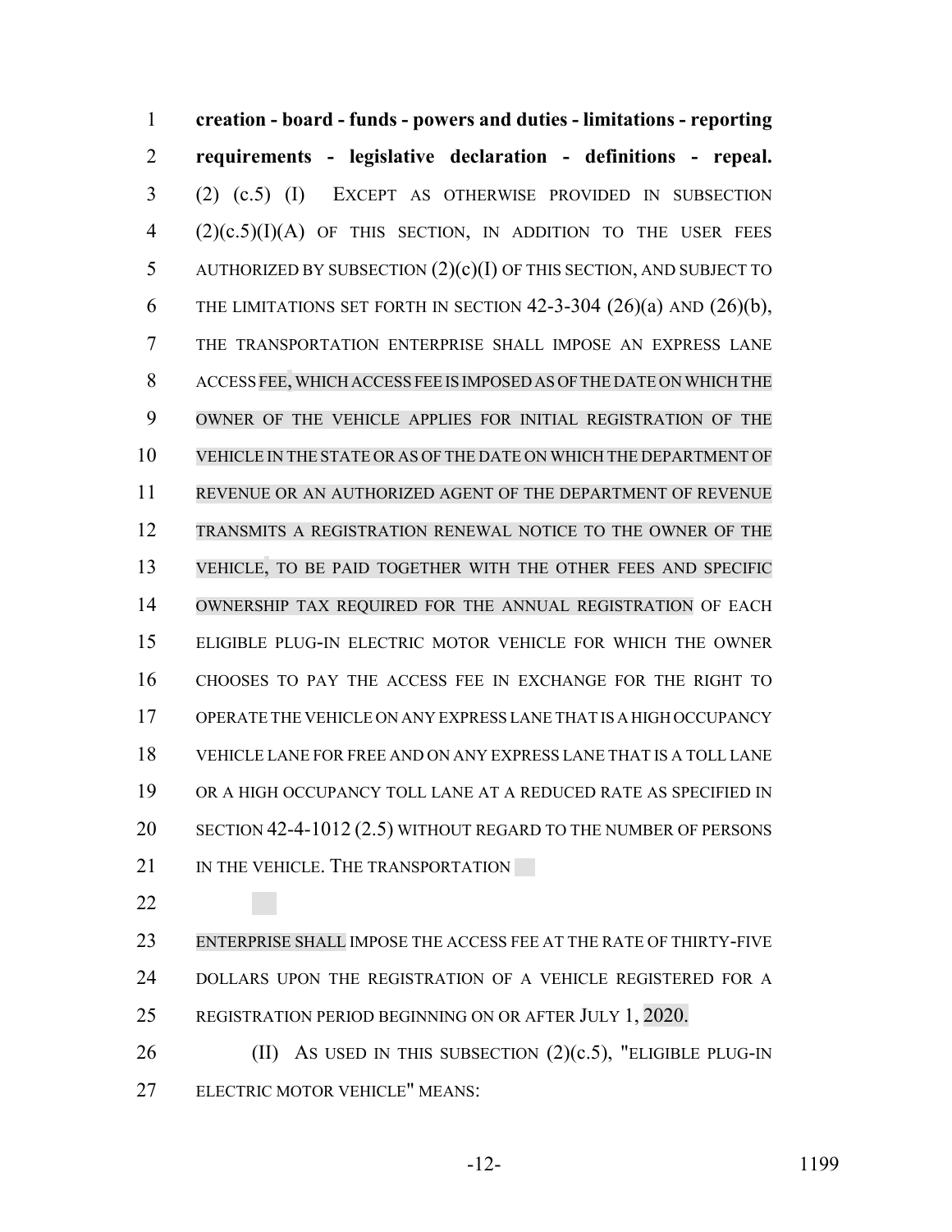**creation - board - funds - powers and duties - limitations - reporting requirements - legislative declaration - definitions - repeal.** (2) (c.5) (I) EXCEPT AS OTHERWISE PROVIDED IN SUBSECTION (2)(c.5)(I)(A) OF THIS SECTION, IN ADDITION TO THE USER FEES AUTHORIZED BY SUBSECTION (2)(c)(I) OF THIS SECTION, AND SUBJECT TO THE LIMITATIONS SET FORTH IN SECTION 42-3-304 (26)(a) AND (26)(b), THE TRANSPORTATION ENTERPRISE SHALL IMPOSE AN EXPRESS LANE ACCESS FEE, WHICH ACCESS FEE IS IMPOSED AS OF THE DATE ON WHICH THE OWNER OF THE VEHICLE APPLIES FOR INITIAL REGISTRATION OF THE VEHICLE IN THE STATE OR AS OF THE DATE ON WHICH THE DEPARTMENT OF REVENUE OR AN AUTHORIZED AGENT OF THE DEPARTMENT OF REVENUE TRANSMITS A REGISTRATION RENEWAL NOTICE TO THE OWNER OF THE VEHICLE, TO BE PAID TOGETHER WITH THE OTHER FEES AND SPECIFIC OWNERSHIP TAX REQUIRED FOR THE ANNUAL REGISTRATION OF EACH ELIGIBLE PLUG-IN ELECTRIC MOTOR VEHICLE FOR WHICH THE OWNER CHOOSES TO PAY THE ACCESS FEE IN EXCHANGE FOR THE RIGHT TO OPERATE THE VEHICLE ON ANY EXPRESS LANE THAT IS A HIGH OCCUPANCY VEHICLE LANE FOR FREE AND ON ANY EXPRESS LANE THAT IS A TOLL LANE OR A HIGH OCCUPANCY TOLL LANE AT A REDUCED RATE AS SPECIFIED IN SECTION 42-4-1012 (2.5) WITHOUT REGARD TO THE NUMBER OF PERSONS IN THE VEHICLE. THE TRANSPORTATION ENTERPRISE SHALL IMPOSE THE ACCESS FEE AT THE RATE OF THIRTY-FIVE DOLLARS UPON THE REGISTRATION OF A VEHICLE REGISTERED FOR A REGISTRATION PERIOD BEGINNING ON OR AFTER JULY 1, 2020.

(II) AS USED IN THIS SUBSECTION (2)(c.5), "ELIGIBLE PLUG-IN ELECTRIC MOTOR VEHICLE" MEANS: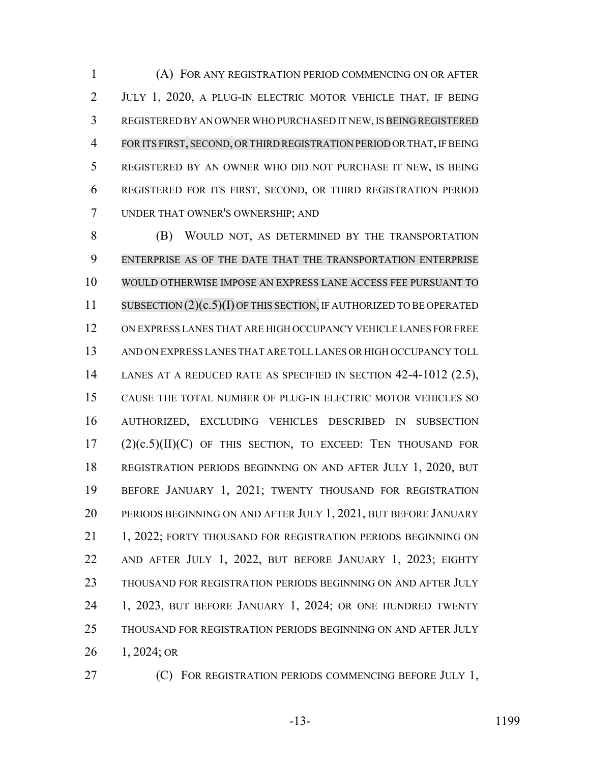(A) FOR ANY REGISTRATION PERIOD COMMENCING ON OR AFTER JULY 1, 2020, A PLUG-IN ELECTRIC MOTOR VEHICLE THAT, IF BEING REGISTERED BY AN OWNER WHO PURCHASED IT NEW, IS BEING REGISTERED FOR ITS FIRST, SECOND, OR THIRD REGISTRATION PERIOD OR THAT, IF BEING REGISTERED BY AN OWNER WHO DID NOT PURCHASE IT NEW, IS BEING REGISTERED FOR ITS FIRST, SECOND, OR THIRD REGISTRATION PERIOD UNDER THAT OWNER'S OWNERSHIP; AND

(B) WOULD NOT, AS DETERMINED BY THE TRANSPORTATION ENTERPRISE AS OF THE DATE THAT THE TRANSPORTATION ENTERPRISE WOULD OTHERWISE IMPOSE AN EXPRESS LANE ACCESS FEE PURSUANT TO SUBSECTION (2)(c.5)(I) OF THIS SECTION, IF AUTHORIZED TO BE OPERATED ON EXPRESS LANES THAT ARE HIGH OCCUPANCY VEHICLE LANES FOR FREE AND ON EXPRESS LANES THAT ARE TOLL LANES OR HIGH OCCUPANCY TOLL LANES AT A REDUCED RATE AS SPECIFIED IN SECTION 42-4-1012 (2.5), CAUSE THE TOTAL NUMBER OF PLUG-IN ELECTRIC MOTOR VEHICLES SO AUTHORIZED, EXCLUDING VEHICLES DESCRIBED IN SUBSECTION (2)(c.5)(II)(C) OF THIS SECTION, TO EXCEED: TEN THOUSAND FOR REGISTRATION PERIODS BEGINNING ON AND AFTER JULY 1, 2020, BUT BEFORE JANUARY 1, 2021; TWENTY THOUSAND FOR REGISTRATION PERIODS BEGINNING ON AND AFTER JULY 1, 2021, BUT BEFORE JANUARY 1, 2022; FORTY THOUSAND FOR REGISTRATION PERIODS BEGINNING ON AND AFTER JULY 1, 2022, BUT BEFORE JANUARY 1, 2023; EIGHTY THOUSAND FOR REGISTRATION PERIODS BEGINNING ON AND AFTER JULY 1, 2023, BUT BEFORE JANUARY 1, 2024; OR ONE HUNDRED TWENTY THOUSAND FOR REGISTRATION PERIODS BEGINNING ON AND AFTER JULY 1, 2024; OR

(C) FOR REGISTRATION PERIODS COMMENCING BEFORE JULY 1,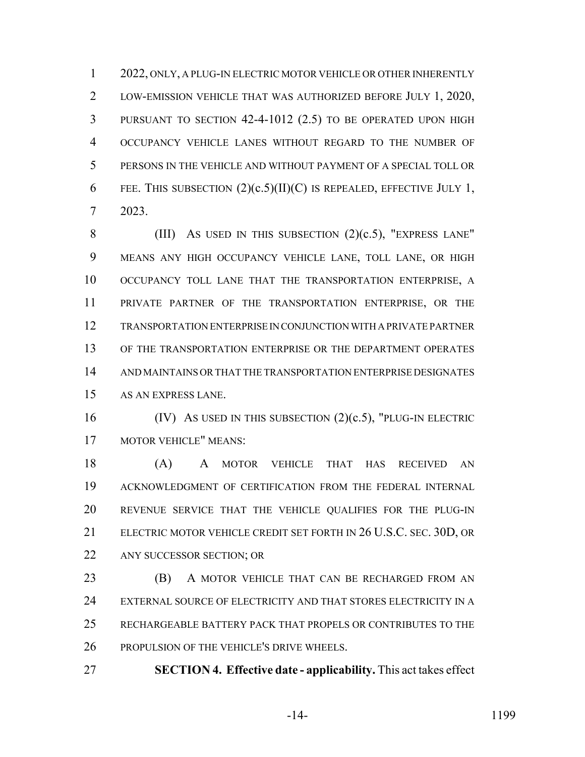2022, ONLY, A PLUG-IN ELECTRIC MOTOR VEHICLE OR OTHER INHERENTLY LOW-EMISSION VEHICLE THAT WAS AUTHORIZED BEFORE JULY 1, 2020, PURSUANT TO SECTION 42-4-1012 (2.5) TO BE OPERATED UPON HIGH OCCUPANCY VEHICLE LANES WITHOUT REGARD TO THE NUMBER OF PERSONS IN THE VEHICLE AND WITHOUT PAYMENT OF A SPECIAL TOLL OR FEE. THIS SUBSECTION (2)(c.5)(II)(C) IS REPEALED, EFFECTIVE JULY 1, 2023.

(III) AS USED IN THIS SUBSECTION (2)(c.5), "EXPRESS LANE" MEANS ANY HIGH OCCUPANCY VEHICLE LANE, TOLL LANE, OR HIGH OCCUPANCY TOLL LANE THAT THE TRANSPORTATION ENTERPRISE, A PRIVATE PARTNER OF THE TRANSPORTATION ENTERPRISE, OR THE TRANSPORTATION ENTERPRISE IN CONJUNCTION WITH A PRIVATE PARTNER OF THE TRANSPORTATION ENTERPRISE OR THE DEPARTMENT OPERATES AND MAINTAINS OR THAT THE TRANSPORTATION ENTERPRISE DESIGNATES AS AN EXPRESS LANE.

(IV) AS USED IN THIS SUBSECTION (2)(c.5), "PLUG-IN ELECTRIC MOTOR VEHICLE" MEANS:

(A) A MOTOR VEHICLE THAT HAS RECEIVED AN ACKNOWLEDGMENT OF CERTIFICATION FROM THE FEDERAL INTERNAL REVENUE SERVICE THAT THE VEHICLE QUALIFIES FOR THE PLUG-IN ELECTRIC MOTOR VEHICLE CREDIT SET FORTH IN 26 U.S.C. SEC. 30D, OR ANY SUCCESSOR SECTION; OR

(B) A MOTOR VEHICLE THAT CAN BE RECHARGED FROM AN EXTERNAL SOURCE OF ELECTRICITY AND THAT STORES ELECTRICITY IN A RECHARGEABLE BATTERY PACK THAT PROPELS OR CONTRIBUTES TO THE PROPULSION OF THE VEHICLE'S DRIVE WHEELS.

**SECTION 4. Effective date - applicability.** This act takes effect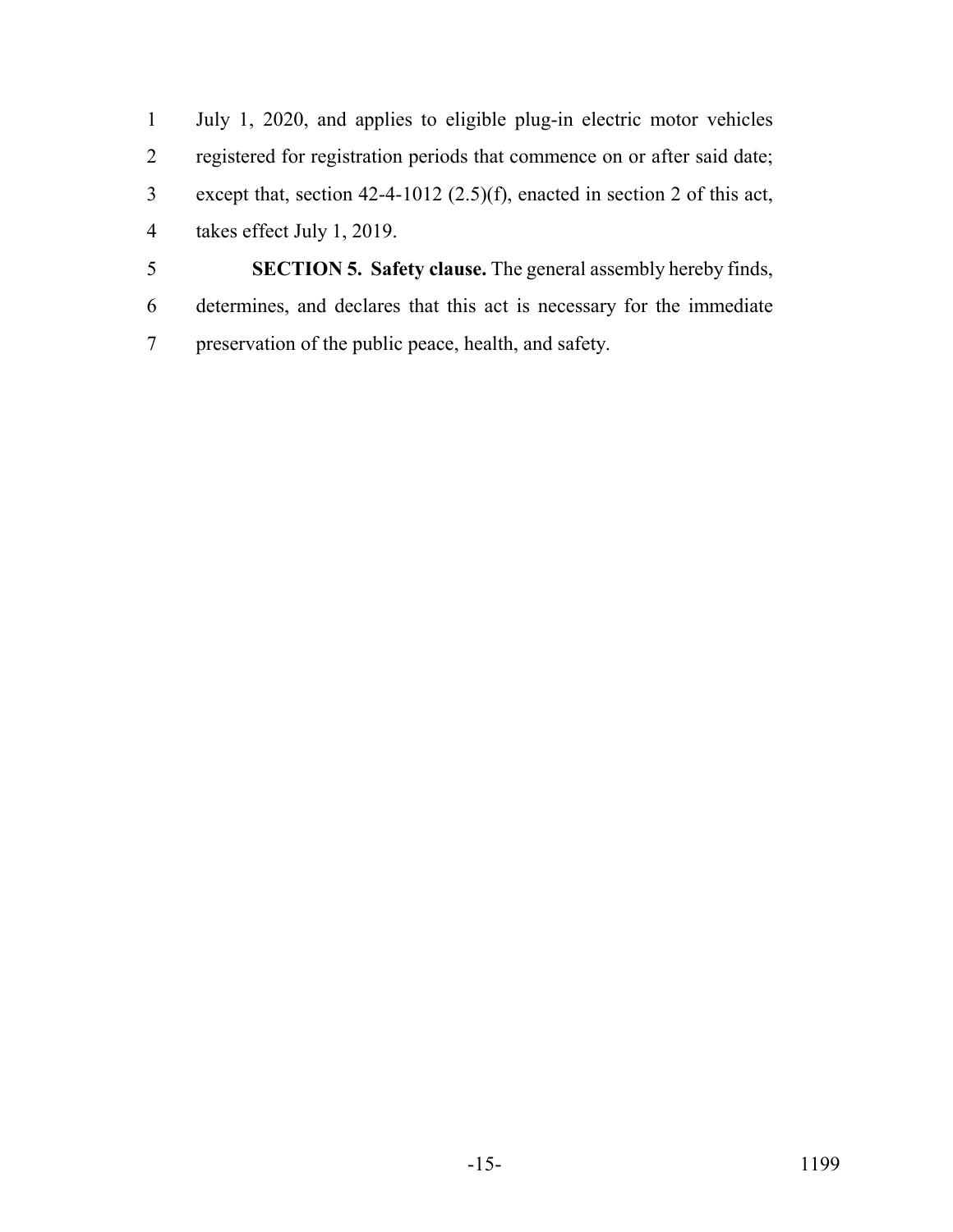July 1, 2020, and applies to eligible plug-in electric motor vehicles registered for registration periods that commence on or after said date; except that, section 42-4-1012 (2.5)(f), enacted in section 2 of this act, takes effect July 1, 2019.

**SECTION 5. Safety clause.** The general assembly hereby finds, determines, and declares that this act is necessary for the immediate preservation of the public peace, health, and safety.